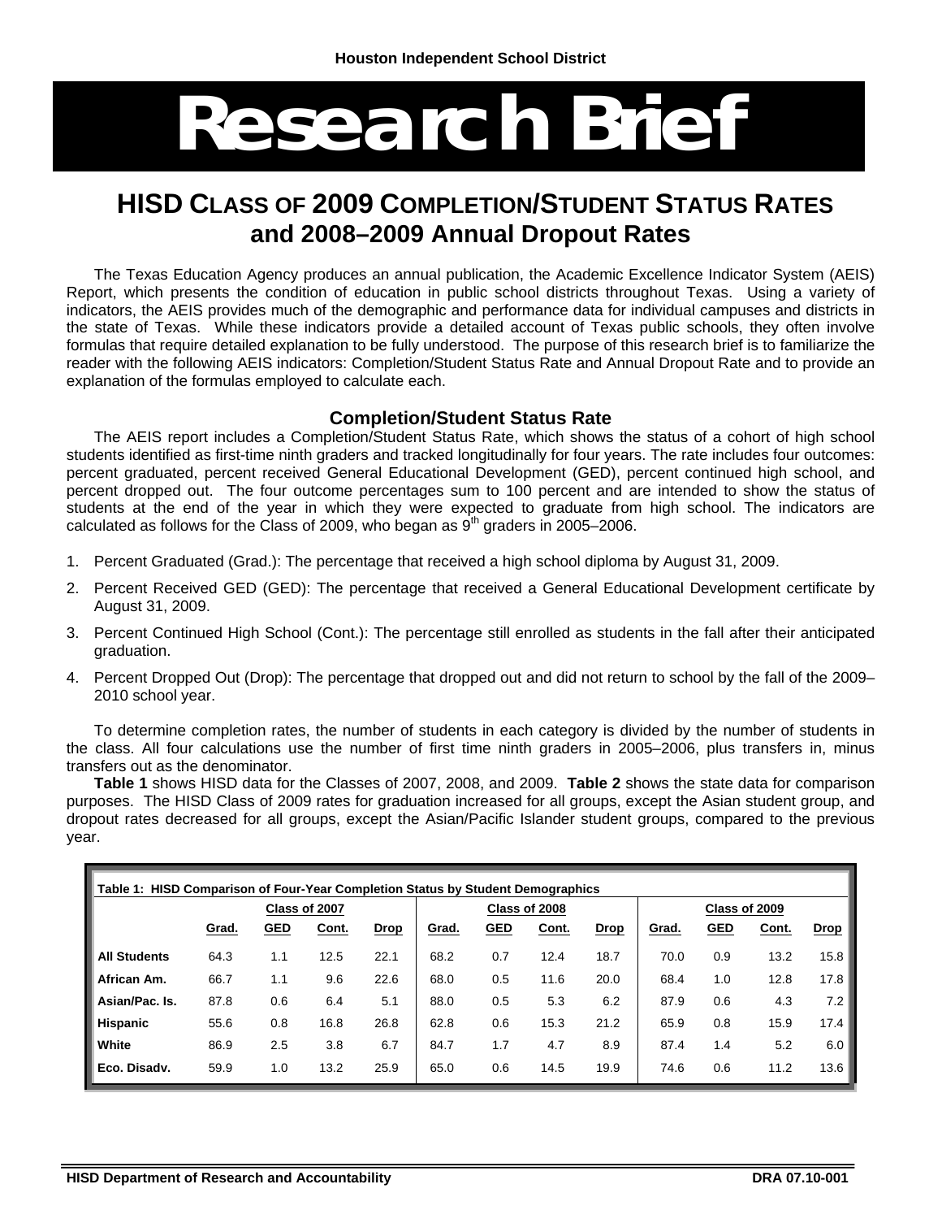Houston Independent School District

# Research Brief

## HISD CLASS OF 2009 COMPLETION/STUDENT STATUS RATES and 2008–2009 Annual Dropout Rates

The Texas Education Agency produces an annual publication, the Academic Excellence Indicator System (AEIS) Report, which presents the condition of education in public school districts throughout Texas. Using a variety of indicators, the AEIS provides much of the demographic and performance data for individual campuses and districts in the state of Texas. While these indicators provide a detailed account of Texas public schools, they often involve formulas that require detailed explanation to be fully understood. The purpose of this research brief is to familiarize the reader with the following AEIS indicators: Completion/Student Status Rate and Annual Dropout Rate and to provide an explanation of the formulas employed to calculate each.

### Completion/Student Status Rate

The AEIS report includes a Completion/Student Status Rate, which shows the status of a cohort of high school students identified as first-time ninth graders and tracked longitudinally for four years. The rate includes four outcomes: percent graduated, percent received General Educational Development (GED), percent continued high school, and percent dropped out. The four outcome percentages sum to 100 percent and are intended to show the status of students at the end of the year in which they were expected to graduate from high school. The indicators are calculated as follows for the Class of 2009, who began as 9th graders in 2005–2006.

1. Percent Graduated (Grad.): The percentage that received a high school diploma by August 31, 2009.
2. Percent Received GED (GED): The percentage that received a General Educational Development certificate by August 31, 2009.
3. Percent Continued High School (Cont.): The percentage still enrolled as students in the fall after their anticipated graduation.
4. Percent Dropped Out (Drop): The percentage that dropped out and did not return to school by the fall of the 2009–2010 school year.

To determine completion rates, the number of students in each category is divided by the number of students in the class. All four calculations use the number of first time ninth graders in 2005–2006, plus transfers in, minus transfers out as the denominator.

**Table 1** shows HISD data for the Classes of 2007, 2008, and 2009. **Table 2** shows the state data for comparison purposes. The HISD Class of 2009 rates for graduation increased for all groups, except the Asian student group, and dropout rates decreased for all groups, except the Asian/Pacific Islander student groups, compared to the previous year.

**Table 1: HISD Comparison of Four-Year Completion Status by Student Demographics**

| | Class of 2007 | | | | Class of 2008 | | | | Class of 2009 | | | |
|---|---|---|---|---|---|---|---|---|---|---|---|---|
| | Grad. | GED | Cont. | Drop | Grad. | GED | Cont. | Drop | Grad. | GED | Cont. | Drop |
| All Students | 64.3 | 1.1 | 12.5 | 22.1 | 68.2 | 0.7 | 12.4 | 18.7 | 70.0 | 0.9 | 13.2 | 15.8 |
| African Am. | 66.7 | 1.1 | 9.6 | 22.6 | 68.0 | 0.5 | 11.6 | 20.0 | 68.4 | 1.0 | 12.8 | 17.8 |
| Asian/Pac. Is. | 87.8 | 0.6 | 6.4 | 5.1 | 88.0 | 0.5 | 5.3 | 6.2 | 87.9 | 0.6 | 4.3 | 7.2 |
| Hispanic | 55.6 | 0.8 | 16.8 | 26.8 | 62.8 | 0.6 | 15.3 | 21.2 | 65.9 | 0.8 | 15.9 | 17.4 |
| White | 86.9 | 2.5 | 3.8 | 6.7 | 84.7 | 1.7 | 4.7 | 8.9 | 87.4 | 1.4 | 5.2 | 6.0 |
| Eco. Disadv. | 59.9 | 1.0 | 13.2 | 25.9 | 65.0 | 0.6 | 14.5 | 19.9 | 74.6 | 0.6 | 11.2 | 13.6 |

HISD Department of Research and Accountability DRA 07.10-001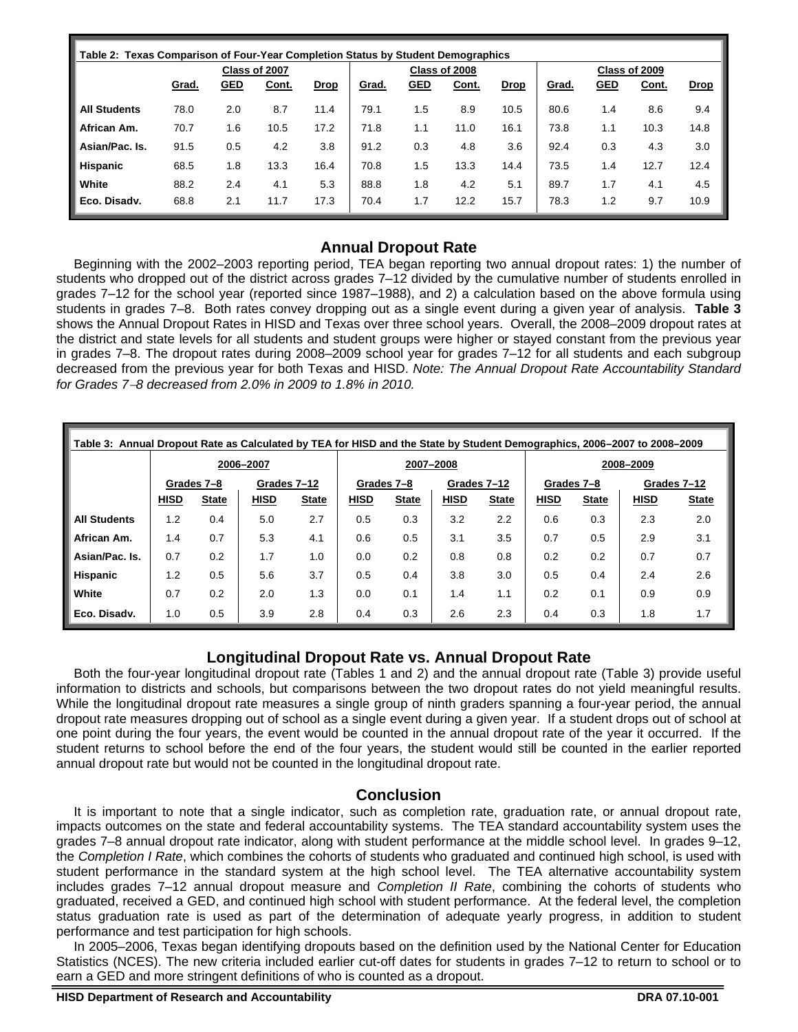| Table 2: Texas Comparison of Four-Year Completion Status by Student Demographics | | | | | | | | | | | | |
|---|---|---|---|---|---|---|---|---|---|---|---|---|
| | Class of 2007 | | | | Class of 2008 | | | | Class of 2009 | | | |
| | Grad. | GED | Cont. | Drop | Grad. | GED | Cont. | Drop | Grad. | GED | Cont. | Drop |
| All Students | 78.0 | 2.0 | 8.7 | 11.4 | 79.1 | 1.5 | 8.9 | 10.5 | 80.6 | 1.4 | 8.6 | 9.4 |
| African Am. | 70.7 | 1.6 | 10.5 | 17.2 | 71.8 | 1.1 | 11.0 | 16.1 | 73.8 | 1.1 | 10.3 | 14.8 |
| Asian/Pac. Is. | 91.5 | 0.5 | 4.2 | 3.8 | 91.2 | 0.3 | 4.8 | 3.6 | 92.4 | 0.3 | 4.3 | 3.0 |
| Hispanic | 68.5 | 1.8 | 13.3 | 16.4 | 70.8 | 1.5 | 13.3 | 14.4 | 73.5 | 1.4 | 12.7 | 12.4 |
| White | 88.2 | 2.4 | 4.1 | 5.3 | 88.8 | 1.8 | 4.2 | 5.1 | 89.7 | 1.7 | 4.1 | 4.5 |
| Eco. Disadv. | 68.8 | 2.1 | 11.7 | 17.3 | 70.4 | 1.7 | 12.2 | 15.7 | 78.3 | 1.2 | 9.7 | 10.9 |

## Annual Dropout Rate

Beginning with the 2002–2003 reporting period, TEA began reporting two annual dropout rates: 1) the number of students who dropped out of the district across grades 7–12 divided by the cumulative number of students enrolled in grades 7–12 for the school year (reported since 1987–1988), and 2) a calculation based on the above formula using students in grades 7–8. Both rates convey dropping out as a single event during a given year of analysis. **Table 3** shows the Annual Dropout Rates in HISD and Texas over three school years. Overall, the 2008–2009 dropout rates at the district and state levels for all students and student groups were higher or stayed constant from the previous year in grades 7–8. The dropout rates during 2008–2009 school year for grades 7–12 for all students and each subgroup decreased from the previous year for both Texas and HISD. *Note: The Annual Dropout Rate Accountability Standard for Grades 7–8 decreased from 2.0% in 2009 to 1.8% in 2010.*

| Table 3: Annual Dropout Rate as Calculated by TEA for HISD and the State by Student Demographics, 2006–2007 to 2008–2009 | | | | | | | | | | | | |
|---|---|---|---|---|---|---|---|---|---|---|---|---|
| | 2006–2007 | | | | 2007–2008 | | | | 2008–2009 | | | |
| | Grades 7–8 | | Grades 7–12 | | Grades 7–8 | | Grades 7–12 | | Grades 7–8 | | Grades 7–12 | |
| | HISD | State | HISD | State | HISD | State | HISD | State | HISD | State | HISD | State |
| All Students | 1.2 | 0.4 | 5.0 | 2.7 | 0.5 | 0.3 | 3.2 | 2.2 | 0.6 | 0.3 | 2.3 | 2.0 |
| African Am. | 1.4 | 0.7 | 5.3 | 4.1 | 0.6 | 0.5 | 3.1 | 3.5 | 0.7 | 0.5 | 2.9 | 3.1 |
| Asian/Pac. Is. | 0.7 | 0.2 | 1.7 | 1.0 | 0.0 | 0.2 | 0.8 | 0.8 | 0.2 | 0.2 | 0.7 | 0.7 |
| Hispanic | 1.2 | 0.5 | 5.6 | 3.7 | 0.5 | 0.4 | 3.8 | 3.0 | 0.5 | 0.4 | 2.4 | 2.6 |
| White | 0.7 | 0.2 | 2.0 | 1.3 | 0.0 | 0.1 | 1.4 | 1.1 | 0.2 | 0.1 | 0.9 | 0.9 |
| Eco. Disadv. | 1.0 | 0.5 | 3.9 | 2.8 | 0.4 | 0.3 | 2.6 | 2.3 | 0.4 | 0.3 | 1.8 | 1.7 |

## Longitudinal Dropout Rate vs. Annual Dropout Rate

Both the four-year longitudinal dropout rate (Tables 1 and 2) and the annual dropout rate (Table 3) provide useful information to districts and schools, but comparisons between the two dropout rates do not yield meaningful results. While the longitudinal dropout rate measures a single group of ninth graders spanning a four-year period, the annual dropout rate measures dropping out of school as a single event during a given year. If a student drops out of school at one point during the four years, the event would be counted in the annual dropout rate of the year it occurred. If the student returns to school before the end of the four years, the student would still be counted in the earlier reported annual dropout rate but would not be counted in the longitudinal dropout rate.

## Conclusion

It is important to note that a single indicator, such as completion rate, graduation rate, or annual dropout rate, impacts outcomes on the state and federal accountability systems. The TEA standard accountability system uses the grades 7–8 annual dropout rate indicator, along with student performance at the middle school level. In grades 9–12, the *Completion I Rate*, which combines the cohorts of students who graduated and continued high school, is used with student performance in the standard system at the high school level. The TEA alternative accountability system includes grades 7–12 annual dropout measure and *Completion II Rate*, combining the cohorts of students who graduated, received a GED, and continued high school with student performance. At the federal level, the completion status graduation rate is used as part of the determination of adequate yearly progress, in addition to student performance and test participation for high schools.

In 2005–2006, Texas began identifying dropouts based on the definition used by the National Center for Education Statistics (NCES). The new criteria included earlier cut-off dates for students in grades 7–12 to return to school or to earn a GED and more stringent definitions of who is counted as a dropout.

**HISD Department of Research and Accountability** **DRA 07.10-001**